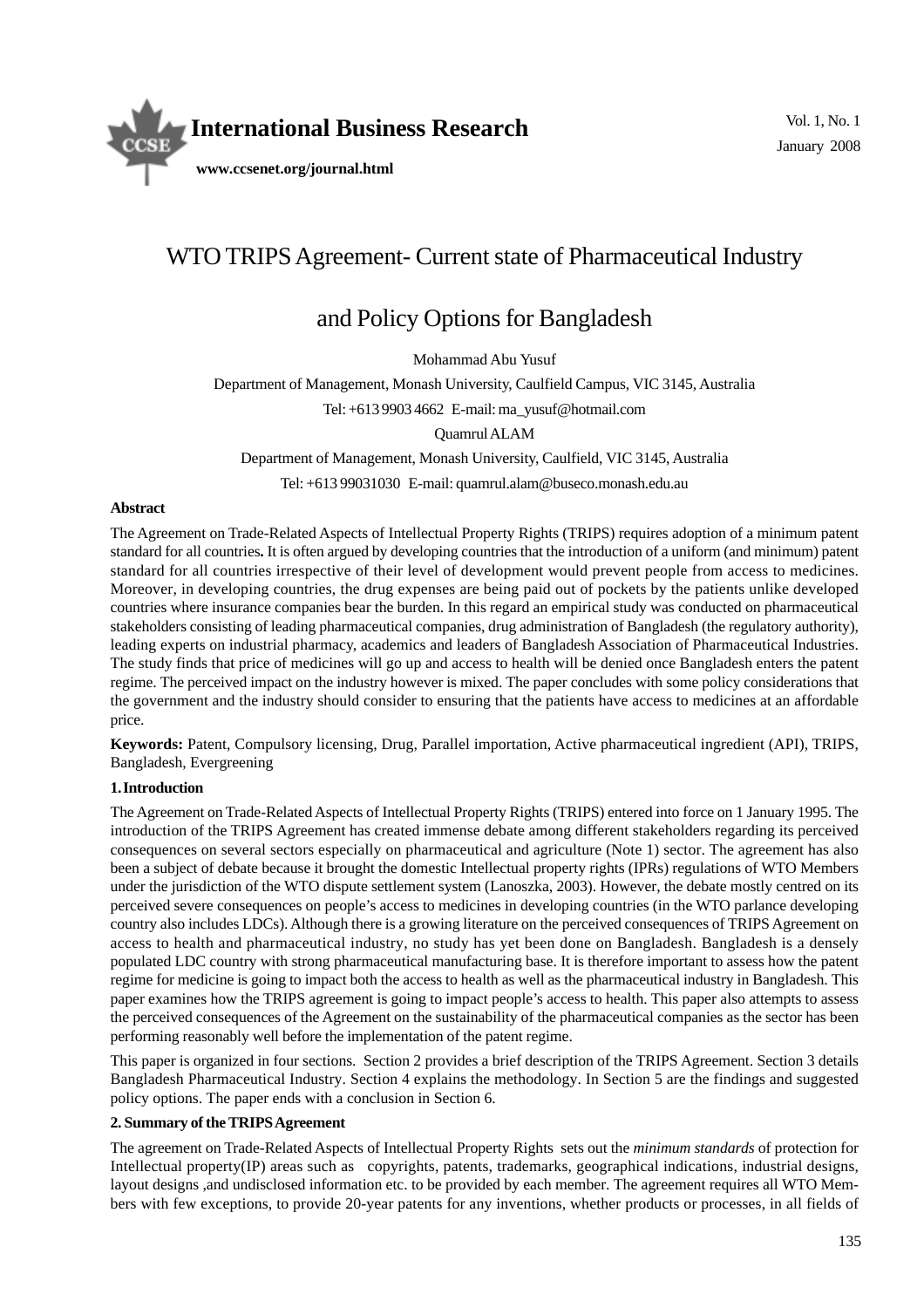# WTO TRIPS Agreement- Current state of Pharmaceutical Industry and Policy Options for Bangladesh

Mohammad Abu Yusuf

Department of Management, Monash University, Caulfield Campus, VIC 3145, Australia

Tel: +613 9903 4662 E-mail: ma_yusuf@hotmail.com

Quamrul ALAM

Department of Management, Monash University, Caulfield, VIC 3145, Australia

Tel: +613 99031030 E-mail: quamrul.alam@buseco.monash.edu.au

**Abstract**

The Agreement on Trade-Related Aspects of Intellectual Property Rights (TRIPS) requires adoption of a minimum patent standard for all countries**.** It is often argued by developing countries that the introduction of a uniform (and minimum) patent standard for all countries irrespective of their level of development would prevent people from access to medicines. Moreover, in developing countries, the drug expenses are being paid out of pockets by the patients unlike developed countries where insurance companies bear the burden. In this regard an empirical study was conducted on pharmaceutical stakeholders consisting of leading pharmaceutical companies, drug administration of Bangladesh (the regulatory authority), leading experts on industrial pharmacy, academics and leaders of Bangladesh Association of Pharmaceutical Industries. The study finds that price of medicines will go up and access to health will be denied once Bangladesh enters the patent regime. The perceived impact on the industry however is mixed. The paper concludes with some policy considerations that the government and the industry should consider to ensuring that the patients have access to medicines at an affordable price.

**Keywords:** Patent, Compulsory licensing, Drug, Parallel importation, Active pharmaceutical ingredient (API), TRIPS, Bangladesh, Evergreening

## 1. Introduction

The Agreement on Trade-Related Aspects of Intellectual Property Rights (TRIPS) entered into force on 1 January 1995. The introduction of the TRIPS Agreement has created immense debate among different stakeholders regarding its perceived consequences on several sectors especially on pharmaceutical and agriculture (Note 1) sector. The agreement has also been a subject of debate because it brought the domestic Intellectual property rights (IPRs) regulations of WTO Members under the jurisdiction of the WTO dispute settlement system (Lanoszka, 2003). However, the debate mostly centred on its perceived severe consequences on people's access to medicines in developing countries (in the WTO parlance developing country also includes LDCs). Although there is a growing literature on the perceived consequences of TRIPS Agreement on access to health and pharmaceutical industry, no study has yet been done on Bangladesh. Bangladesh is a densely populated LDC country with strong pharmaceutical manufacturing base. It is therefore important to assess how the patent regime for medicine is going to impact both the access to health as well as the pharmaceutical industry in Bangladesh. This paper examines how the TRIPS agreement is going to impact people's access to health. This paper also attempts to assess the perceived consequences of the Agreement on the sustainability of the pharmaceutical companies as the sector has been performing reasonably well before the implementation of the patent regime.

This paper is organized in four sections. Section 2 provides a brief description of the TRIPS Agreement. Section 3 details Bangladesh Pharmaceutical Industry. Section 4 explains the methodology. In Section 5 are the findings and suggested policy options. The paper ends with a conclusion in Section 6.

## 2. Summary of the TRIPS Agreement

The agreement on Trade-Related Aspects of Intellectual Property Rights sets out the *minimum standards* of protection for Intellectual property(IP) areas such as copyrights, patents, trademarks, geographical indications, industrial designs, layout designs ,and undisclosed information etc. to be provided by each member. The agreement requires all WTO Members with few exceptions, to provide 20-year patents for any inventions, whether products or processes, in all fields of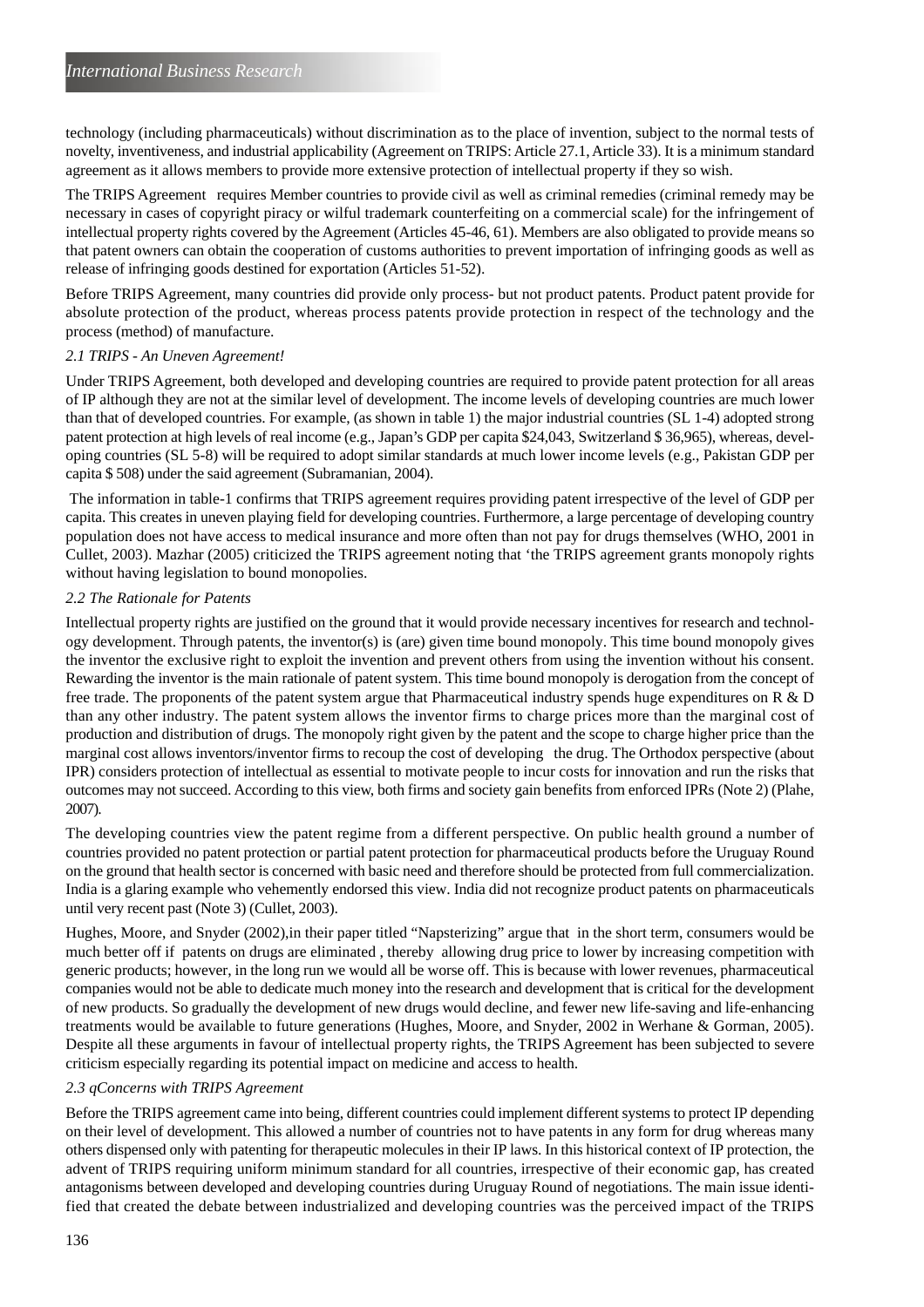technology (including pharmaceuticals) without discrimination as to the place of invention, subject to the normal tests of novelty, inventiveness, and industrial applicability (Agreement on TRIPS: Article 27.1, Article 33). It is a minimum standard agreement as it allows members to provide more extensive protection of intellectual property if they so wish.

The TRIPS Agreement requires Member countries to provide civil as well as criminal remedies (criminal remedy may be necessary in cases of copyright piracy or wilful trademark counterfeiting on a commercial scale) for the infringement of intellectual property rights covered by the Agreement (Articles 45-46, 61). Members are also obligated to provide means so that patent owners can obtain the cooperation of customs authorities to prevent importation of infringing goods as well as release of infringing goods destined for exportation (Articles 51-52).

Before TRIPS Agreement, many countries did provide only process- but not product patents. Product patent provide for absolute protection of the product, whereas process patents provide protection in respect of the technology and the process (method) of manufacture.

*2.1 TRIPS - An Uneven Agreement!*

Under TRIPS Agreement, both developed and developing countries are required to provide patent protection for all areas of IP although they are not at the similar level of development. The income levels of developing countries are much lower than that of developed countries. For example, (as shown in table 1) the major industrial countries (SL 1-4) adopted strong patent protection at high levels of real income (e.g., Japan's GDP per capita $24,043, Switzerland $ 36,965), whereas, developing countries (SL 5-8) will be required to adopt similar standards at much lower income levels (e.g., Pakistan GDP per capita $ 508) under the said agreement (Subramanian, 2004).

The information in table-1 confirms that TRIPS agreement requires providing patent irrespective of the level of GDP per capita. This creates in uneven playing field for developing countries. Furthermore, a large percentage of developing country population does not have access to medical insurance and more often than not pay for drugs themselves (WHO, 2001 in Cullet, 2003). Mazhar (2005) criticized the TRIPS agreement noting that 'the TRIPS agreement grants monopoly rights without having legislation to bound monopolies.

*2.2 The Rationale for Patents*

Intellectual property rights are justified on the ground that it would provide necessary incentives for research and technology development. Through patents, the inventor(s) is (are) given time bound monopoly. This time bound monopoly gives the inventor the exclusive right to exploit the invention and prevent others from using the invention without his consent. Rewarding the inventor is the main rationale of patent system. This time bound monopoly is derogation from the concept of free trade. The proponents of the patent system argue that Pharmaceutical industry spends huge expenditures on R & D than any other industry. The patent system allows the inventor firms to charge prices more than the marginal cost of production and distribution of drugs. The monopoly right given by the patent and the scope to charge higher price than the marginal cost allows inventors/inventor firms to recoup the cost of developing the drug. The Orthodox perspective (about IPR) considers protection of intellectual as essential to motivate people to incur costs for innovation and run the risks that outcomes may not succeed. According to this view, both firms and society gain benefits from enforced IPRs (Note 2) (Plahe, 2007).

The developing countries view the patent regime from a different perspective. On public health ground a number of countries provided no patent protection or partial patent protection for pharmaceutical products before the Uruguay Round on the ground that health sector is concerned with basic need and therefore should be protected from full commercialization. India is a glaring example who vehemently endorsed this view. India did not recognize product patents on pharmaceuticals until very recent past (Note 3) (Cullet, 2003).

Hughes, Moore, and Snyder (2002),in their paper titled "Napsterizing" argue that in the short term, consumers would be much better off if patents on drugs are eliminated , thereby allowing drug price to lower by increasing competition with generic products; however, in the long run we would all be worse off. This is because with lower revenues, pharmaceutical companies would not be able to dedicate much money into the research and development that is critical for the development of new products. So gradually the development of new drugs would decline, and fewer new life-saving and life-enhancing treatments would be available to future generations (Hughes, Moore, and Snyder, 2002 in Werhane & Gorman, 2005). Despite all these arguments in favour of intellectual property rights, the TRIPS Agreement has been subjected to severe criticism especially regarding its potential impact on medicine and access to health.

*2.3 qConcerns with TRIPS Agreement*

Before the TRIPS agreement came into being, different countries could implement different systems to protect IP depending on their level of development. This allowed a number of countries not to have patents in any form for drug whereas many others dispensed only with patenting for therapeutic molecules in their IP laws. In this historical context of IP protection, the advent of TRIPS requiring uniform minimum standard for all countries, irrespective of their economic gap, has created antagonisms between developed and developing countries during Uruguay Round of negotiations. The main issue identified that created the debate between industrialized and developing countries was the perceived impact of the TRIPS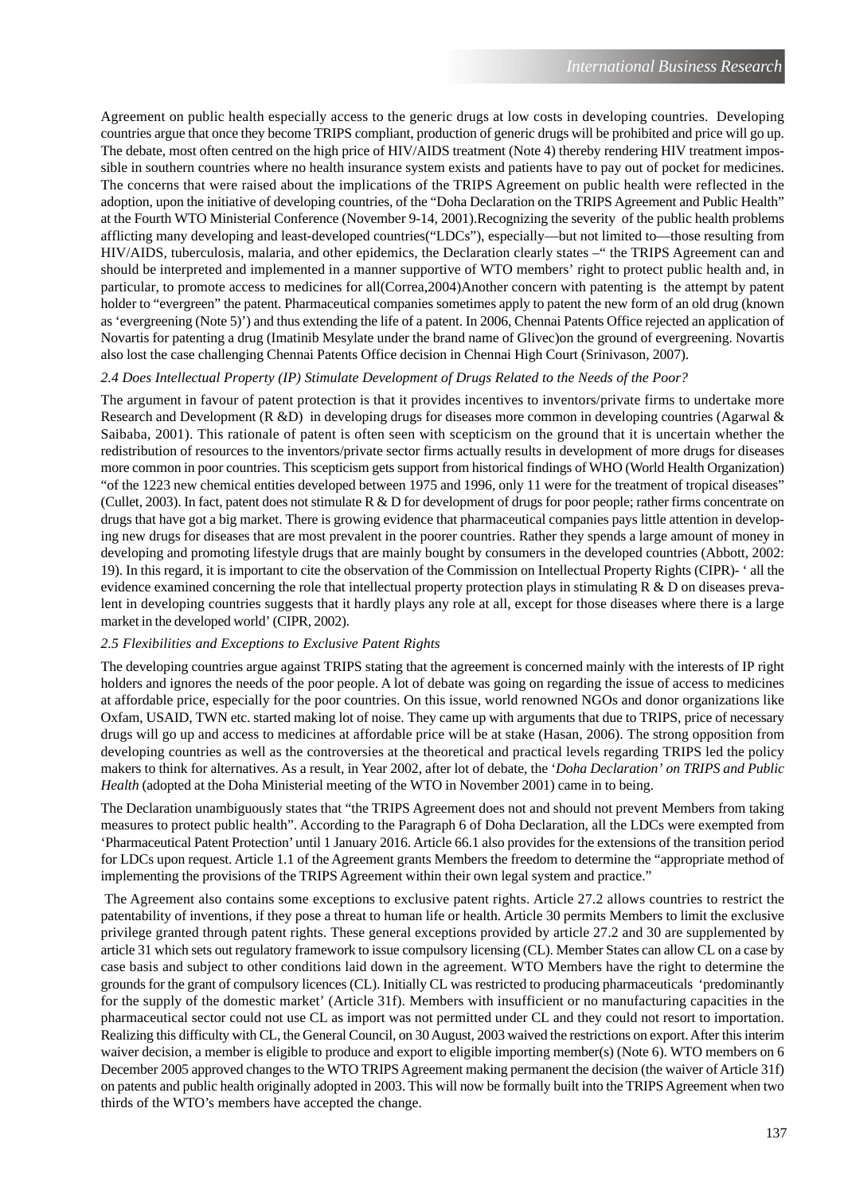Agreement on public health especially access to the generic drugs at low costs in developing countries. Developing countries argue that once they become TRIPS compliant, production of generic drugs will be prohibited and price will go up. The debate, most often centred on the high price of HIV/AIDS treatment (Note 4) thereby rendering HIV treatment impossible in southern countries where no health insurance system exists and patients have to pay out of pocket for medicines. The concerns that were raised about the implications of the TRIPS Agreement on public health were reflected in the adoption, upon the initiative of developing countries, of the "Doha Declaration on the TRIPS Agreement and Public Health" at the Fourth WTO Ministerial Conference (November 9-14, 2001).Recognizing the severity of the public health problems afflicting many developing and least-developed countries("LDCs"), especially—but not limited to—those resulting from HIV/AIDS, tuberculosis, malaria, and other epidemics, the Declaration clearly states –" the TRIPS Agreement can and should be interpreted and implemented in a manner supportive of WTO members' right to protect public health and, in particular, to promote access to medicines for all(Correa,2004)Another concern with patenting is the attempt by patent holder to "evergreen" the patent. Pharmaceutical companies sometimes apply to patent the new form of an old drug (known as 'evergreening (Note 5)') and thus extending the life of a patent. In 2006, Chennai Patents Office rejected an application of Novartis for patenting a drug (Imatinib Mesylate under the brand name of Glivec)on the ground of evergreening. Novartis also lost the case challenging Chennai Patents Office decision in Chennai High Court (Srinivason, 2007).

### *2.4 Does Intellectual Property (IP) Stimulate Development of Drugs Related to the Needs of the Poor?*

The argument in favour of patent protection is that it provides incentives to inventors/private firms to undertake more Research and Development (R &D) in developing drugs for diseases more common in developing countries (Agarwal & Saibaba, 2001). This rationale of patent is often seen with scepticism on the ground that it is uncertain whether the redistribution of resources to the inventors/private sector firms actually results in development of more drugs for diseases more common in poor countries. This scepticism gets support from historical findings of WHO (World Health Organization) "of the 1223 new chemical entities developed between 1975 and 1996, only 11 were for the treatment of tropical diseases" (Cullet, 2003). In fact, patent does not stimulate R & D for development of drugs for poor people; rather firms concentrate on drugs that have got a big market. There is growing evidence that pharmaceutical companies pays little attention in developing new drugs for diseases that are most prevalent in the poorer countries. Rather they spends a large amount of money in developing and promoting lifestyle drugs that are mainly bought by consumers in the developed countries (Abbott, 2002: 19). In this regard, it is important to cite the observation of the Commission on Intellectual Property Rights (CIPR)- ' all the evidence examined concerning the role that intellectual property protection plays in stimulating R & D on diseases prevalent in developing countries suggests that it hardly plays any role at all, except for those diseases where there is a large market in the developed world' (CIPR, 2002).

### *2.5 Flexibilities and Exceptions to Exclusive Patent Rights*

The developing countries argue against TRIPS stating that the agreement is concerned mainly with the interests of IP right holders and ignores the needs of the poor people. A lot of debate was going on regarding the issue of access to medicines at affordable price, especially for the poor countries. On this issue, world renowned NGOs and donor organizations like Oxfam, USAID, TWN etc. started making lot of noise. They came up with arguments that due to TRIPS, price of necessary drugs will go up and access to medicines at affordable price will be at stake (Hasan, 2006). The strong opposition from developing countries as well as the controversies at the theoretical and practical levels regarding TRIPS led the policy makers to think for alternatives. As a result, in Year 2002, after lot of debate, the '*Doha Declaration' on TRIPS and Public Health* (adopted at the Doha Ministerial meeting of the WTO in November 2001) came in to being.

The Declaration unambiguously states that "the TRIPS Agreement does not and should not prevent Members from taking measures to protect public health". According to the Paragraph 6 of Doha Declaration, all the LDCs were exempted from 'Pharmaceutical Patent Protection' until 1 January 2016. Article 66.1 also provides for the extensions of the transition period for LDCs upon request. Article 1.1 of the Agreement grants Members the freedom to determine the "appropriate method of implementing the provisions of the TRIPS Agreement within their own legal system and practice."

The Agreement also contains some exceptions to exclusive patent rights. Article 27.2 allows countries to restrict the patentability of inventions, if they pose a threat to human life or health. Article 30 permits Members to limit the exclusive privilege granted through patent rights. These general exceptions provided by article 27.2 and 30 are supplemented by article 31 which sets out regulatory framework to issue compulsory licensing (CL). Member States can allow CL on a case by case basis and subject to other conditions laid down in the agreement. WTO Members have the right to determine the grounds for the grant of compulsory licences (CL). Initially CL was restricted to producing pharmaceuticals 'predominantly for the supply of the domestic market' (Article 31f). Members with insufficient or no manufacturing capacities in the pharmaceutical sector could not use CL as import was not permitted under CL and they could not resort to importation. Realizing this difficulty with CL, the General Council, on 30 August, 2003 waived the restrictions on export. After this interim waiver decision, a member is eligible to produce and export to eligible importing member(s) (Note 6). WTO members on 6 December 2005 approved changes to the WTO TRIPS Agreement making permanent the decision (the waiver of Article 31f) on patents and public health originally adopted in 2003. This will now be formally built into the TRIPS Agreement when two thirds of the WTO's members have accepted the change.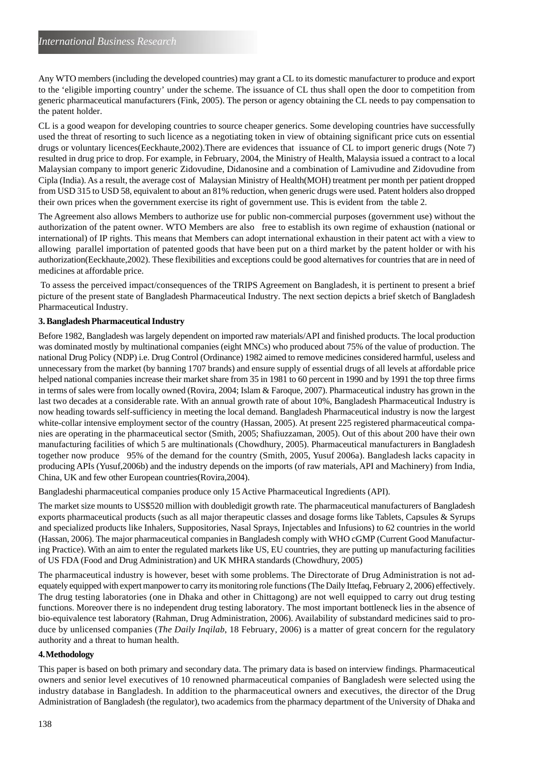Any WTO members (including the developed countries) may grant a CL to its domestic manufacturer to produce and export to the 'eligible importing country' under the scheme. The issuance of CL thus shall open the door to competition from generic pharmaceutical manufacturers (Fink, 2005). The person or agency obtaining the CL needs to pay compensation to the patent holder.

CL is a good weapon for developing countries to source cheaper generics. Some developing countries have successfully used the threat of resorting to such licence as a negotiating token in view of obtaining significant price cuts on essential drugs or voluntary licences(Eeckhaute,2002).There are evidences that issuance of CL to import generic drugs (Note 7) resulted in drug price to drop. For example, in February, 2004, the Ministry of Health, Malaysia issued a contract to a local Malaysian company to import generic Zidovudine, Didanosine and a combination of Lamivudine and Zidovudine from Cipla (India). As a result, the average cost of Malaysian Ministry of Health(MOH) treatment per month per patient dropped from USD 315 to USD 58, equivalent to about an 81% reduction, when generic drugs were used. Patent holders also dropped their own prices when the government exercise its right of government use. This is evident from the table 2.

The Agreement also allows Members to authorize use for public non-commercial purposes (government use) without the authorization of the patent owner. WTO Members are also free to establish its own regime of exhaustion (national or international) of IP rights. This means that Members can adopt international exhaustion in their patent act with a view to allowing parallel importation of patented goods that have been put on a third market by the patent holder or with his authorization(Eeckhaute,2002). These flexibilities and exceptions could be good alternatives for countries that are in need of medicines at affordable price.

To assess the perceived impact/consequences of the TRIPS Agreement on Bangladesh, it is pertinent to present a brief picture of the present state of Bangladesh Pharmaceutical Industry. The next section depicts a brief sketch of Bangladesh Pharmaceutical Industry.

## 3. Bangladesh Pharmaceutical Industry

Before 1982, Bangladesh was largely dependent on imported raw materials/API and finished products. The local production was dominated mostly by multinational companies (eight MNCs) who produced about 75% of the value of production. The national Drug Policy (NDP) i.e. Drug Control (Ordinance) 1982 aimed to remove medicines considered harmful, useless and unnecessary from the market (by banning 1707 brands) and ensure supply of essential drugs of all levels at affordable price helped national companies increase their market share from 35 in 1981 to 60 percent in 1990 and by 1991 the top three firms in terms of sales were from locally owned (Rovira, 2004; Islam & Faroque, 2007). Pharmaceutical industry has grown in the last two decades at a considerable rate. With an annual growth rate of about 10%, Bangladesh Pharmaceutical Industry is now heading towards self-sufficiency in meeting the local demand. Bangladesh Pharmaceutical industry is now the largest white-collar intensive employment sector of the country (Hassan, 2005). At present 225 registered pharmaceutical companies are operating in the pharmaceutical sector (Smith, 2005; Shafiuzzaman, 2005). Out of this about 200 have their own manufacturing facilities of which 5 are multinationals (Chowdhury, 2005). Pharmaceutical manufacturers in Bangladesh together now produce 95% of the demand for the country (Smith, 2005, Yusuf 2006a). Bangladesh lacks capacity in producing APIs (Yusuf,2006b) and the industry depends on the imports (of raw materials, API and Machinery) from India, China, UK and few other European countries(Rovira,2004).

Bangladeshi pharmaceutical companies produce only 15 Active Pharmaceutical Ingredients (API).

The market size mounts to US$520 million with doubledigit growth rate. The pharmaceutical manufacturers of Bangladesh exports pharmaceutical products (such as all major therapeutic classes and dosage forms like Tablets, Capsules & Syrups and specialized products like Inhalers, Suppositories, Nasal Sprays, Injectables and Infusions) to 62 countries in the world (Hassan, 2006). The major pharmaceutical companies in Bangladesh comply with WHO cGMP (Current Good Manufacturing Practice). With an aim to enter the regulated markets like US, EU countries, they are putting up manufacturing facilities of US FDA (Food and Drug Administration) and UK MHRA standards (Chowdhury, 2005)

The pharmaceutical industry is however, beset with some problems. The Directorate of Drug Administration is not adequately equipped with expert manpower to carry its monitoring role functions (The Daily Ittefaq, February 2, 2006) effectively. The drug testing laboratories (one in Dhaka and other in Chittagong) are not well equipped to carry out drug testing functions. Moreover there is no independent drug testing laboratory. The most important bottleneck lies in the absence of bio-equivalence test laboratory (Rahman, Drug Administration, 2006). Availability of substandard medicines said to produce by unlicensed companies (*The Daily Inqilab*, 18 February, 2006) is a matter of great concern for the regulatory authority and a threat to human health.

## 4. Methodology

This paper is based on both primary and secondary data. The primary data is based on interview findings. Pharmaceutical owners and senior level executives of 10 renowned pharmaceutical companies of Bangladesh were selected using the industry database in Bangladesh. In addition to the pharmaceutical owners and executives, the director of the Drug Administration of Bangladesh (the regulator), two academics from the pharmacy department of the University of Dhaka and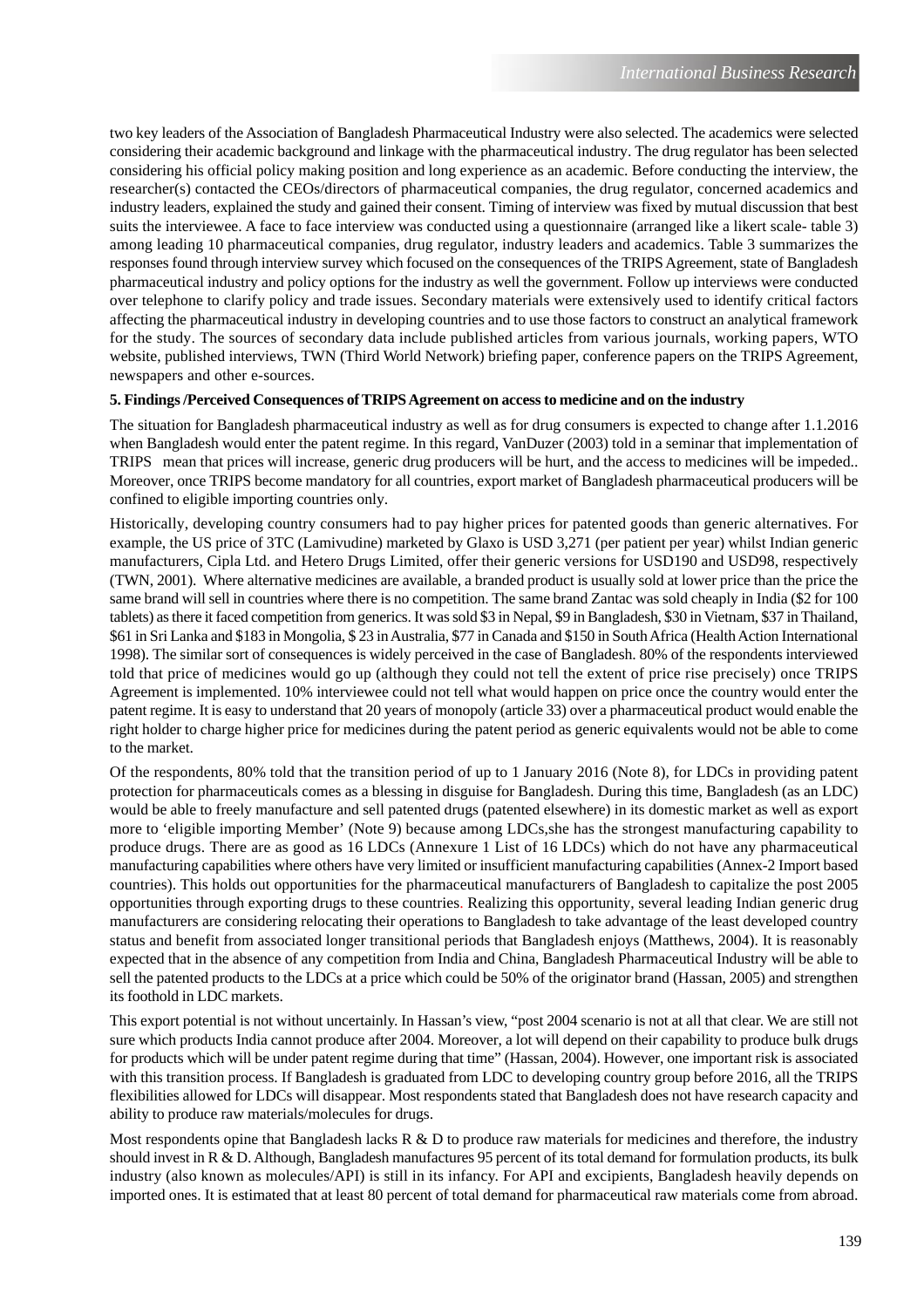two key leaders of the Association of Bangladesh Pharmaceutical Industry were also selected. The academics were selected considering their academic background and linkage with the pharmaceutical industry. The drug regulator has been selected considering his official policy making position and long experience as an academic. Before conducting the interview, the researcher(s) contacted the CEOs/directors of pharmaceutical companies, the drug regulator, concerned academics and industry leaders, explained the study and gained their consent. Timing of interview was fixed by mutual discussion that best suits the interviewee. A face to face interview was conducted using a questionnaire (arranged like a likert scale- table 3) among leading 10 pharmaceutical companies, drug regulator, industry leaders and academics. Table 3 summarizes the responses found through interview survey which focused on the consequences of the TRIPS Agreement, state of Bangladesh pharmaceutical industry and policy options for the industry as well the government. Follow up interviews were conducted over telephone to clarify policy and trade issues. Secondary materials were extensively used to identify critical factors affecting the pharmaceutical industry in developing countries and to use those factors to construct an analytical framework for the study. The sources of secondary data include published articles from various journals, working papers, WTO website, published interviews, TWN (Third World Network) briefing paper, conference papers on the TRIPS Agreement, newspapers and other e-sources.

**5. Findings /Perceived Consequences of TRIPS Agreement on access to medicine and on the industry**

The situation for Bangladesh pharmaceutical industry as well as for drug consumers is expected to change after 1.1.2016 when Bangladesh would enter the patent regime. In this regard, VanDuzer (2003) told in a seminar that implementation of TRIPS mean that prices will increase, generic drug producers will be hurt, and the access to medicines will be impeded.. Moreover, once TRIPS become mandatory for all countries, export market of Bangladesh pharmaceutical producers will be confined to eligible importing countries only.

Historically, developing country consumers had to pay higher prices for patented goods than generic alternatives. For example, the US price of 3TC (Lamivudine) marketed by Glaxo is USD 3,271 (per patient per year) whilst Indian generic manufacturers, Cipla Ltd. and Hetero Drugs Limited, offer their generic versions for USD190 and USD98, respectively (TWN, 2001). Where alternative medicines are available, a branded product is usually sold at lower price than the price the same brand will sell in countries where there is no competition. The same brand Zantac was sold cheaply in India ($2 for 100 tablets) as there it faced competition from generics. It was sold $3 in Nepal, $9 in Bangladesh, $30 in Vietnam, $37 in Thailand, $61 in Sri Lanka and $183 in Mongolia, $ 23 in Australia, $77 in Canada and $150 in South Africa (Health Action International 1998). The similar sort of consequences is widely perceived in the case of Bangladesh. 80% of the respondents interviewed told that price of medicines would go up (although they could not tell the extent of price rise precisely) once TRIPS Agreement is implemented. 10% interviewee could not tell what would happen on price once the country would enter the patent regime. It is easy to understand that 20 years of monopoly (article 33) over a pharmaceutical product would enable the right holder to charge higher price for medicines during the patent period as generic equivalents would not be able to come to the market.

Of the respondents, 80% told that the transition period of up to 1 January 2016 (Note 8), for LDCs in providing patent protection for pharmaceuticals comes as a blessing in disguise for Bangladesh. During this time, Bangladesh (as an LDC) would be able to freely manufacture and sell patented drugs (patented elsewhere) in its domestic market as well as export more to 'eligible importing Member' (Note 9) because among LDCs,she has the strongest manufacturing capability to produce drugs. There are as good as 16 LDCs (Annexure 1 List of 16 LDCs) which do not have any pharmaceutical manufacturing capabilities where others have very limited or insufficient manufacturing capabilities (Annex-2 Import based countries). This holds out opportunities for the pharmaceutical manufacturers of Bangladesh to capitalize the post 2005 opportunities through exporting drugs to these countries. Realizing this opportunity, several leading Indian generic drug manufacturers are considering relocating their operations to Bangladesh to take advantage of the least developed country status and benefit from associated longer transitional periods that Bangladesh enjoys (Matthews, 2004). It is reasonably expected that in the absence of any competition from India and China, Bangladesh Pharmaceutical Industry will be able to sell the patented products to the LDCs at a price which could be 50% of the originator brand (Hassan, 2005) and strengthen its foothold in LDC markets.

This export potential is not without uncertainly. In Hassan's view, "post 2004 scenario is not at all that clear. We are still not sure which products India cannot produce after 2004. Moreover, a lot will depend on their capability to produce bulk drugs for products which will be under patent regime during that time" (Hassan, 2004). However, one important risk is associated with this transition process. If Bangladesh is graduated from LDC to developing country group before 2016, all the TRIPS flexibilities allowed for LDCs will disappear. Most respondents stated that Bangladesh does not have research capacity and ability to produce raw materials/molecules for drugs.

Most respondents opine that Bangladesh lacks R & D to produce raw materials for medicines and therefore, the industry should invest in R & D. Although, Bangladesh manufactures 95 percent of its total demand for formulation products, its bulk industry (also known as molecules/API) is still in its infancy. For API and excipients, Bangladesh heavily depends on imported ones. It is estimated that at least 80 percent of total demand for pharmaceutical raw materials come from abroad.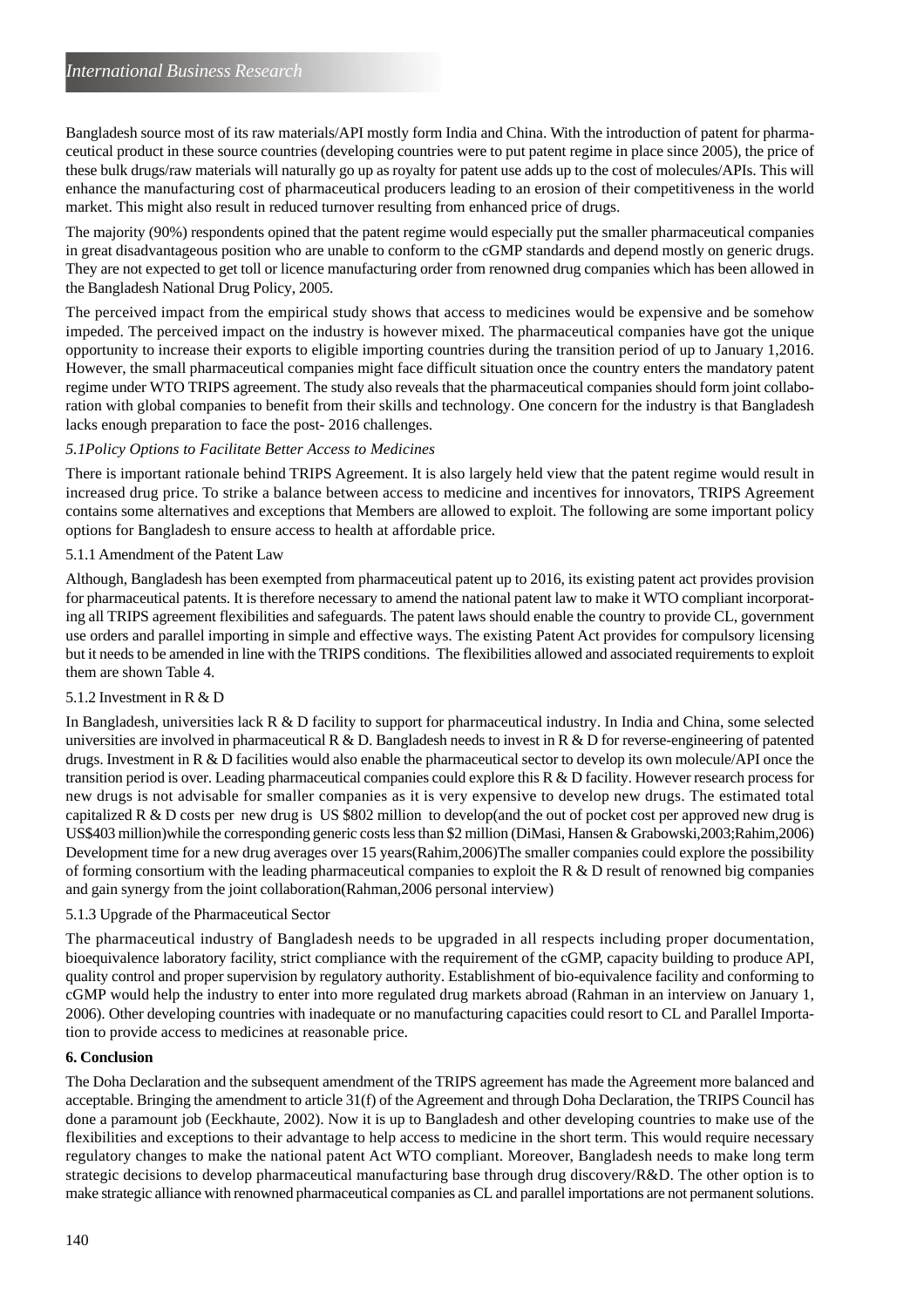Bangladesh source most of its raw materials/API mostly form India and China. With the introduction of patent for pharmaceutical product in these source countries (developing countries were to put patent regime in place since 2005), the price of these bulk drugs/raw materials will naturally go up as royalty for patent use adds up to the cost of molecules/APIs. This will enhance the manufacturing cost of pharmaceutical producers leading to an erosion of their competitiveness in the world market. This might also result in reduced turnover resulting from enhanced price of drugs.

The majority (90%) respondents opined that the patent regime would especially put the smaller pharmaceutical companies in great disadvantageous position who are unable to conform to the cGMP standards and depend mostly on generic drugs. They are not expected to get toll or licence manufacturing order from renowned drug companies which has been allowed in the Bangladesh National Drug Policy, 2005.

The perceived impact from the empirical study shows that access to medicines would be expensive and be somehow impeded. The perceived impact on the industry is however mixed. The pharmaceutical companies have got the unique opportunity to increase their exports to eligible importing countries during the transition period of up to January 1,2016. However, the small pharmaceutical companies might face difficult situation once the country enters the mandatory patent regime under WTO TRIPS agreement. The study also reveals that the pharmaceutical companies should form joint collaboration with global companies to benefit from their skills and technology. One concern for the industry is that Bangladesh lacks enough preparation to face the post- 2016 challenges.

### *5.1Policy Options to Facilitate Better Access to Medicines*

There is important rationale behind TRIPS Agreement. It is also largely held view that the patent regime would result in increased drug price. To strike a balance between access to medicine and incentives for innovators, TRIPS Agreement contains some alternatives and exceptions that Members are allowed to exploit. The following are some important policy options for Bangladesh to ensure access to health at affordable price.

#### 5.1.1 Amendment of the Patent Law

Although, Bangladesh has been exempted from pharmaceutical patent up to 2016, its existing patent act provides provision for pharmaceutical patents. It is therefore necessary to amend the national patent law to make it WTO compliant incorporating all TRIPS agreement flexibilities and safeguards. The patent laws should enable the country to provide CL, government use orders and parallel importing in simple and effective ways. The existing Patent Act provides for compulsory licensing but it needs to be amended in line with the TRIPS conditions. The flexibilities allowed and associated requirements to exploit them are shown Table 4.

#### 5.1.2 Investment in R & D

In Bangladesh, universities lack R & D facility to support for pharmaceutical industry. In India and China, some selected universities are involved in pharmaceutical R & D. Bangladesh needs to invest in R & D for reverse-engineering of patented drugs. Investment in R & D facilities would also enable the pharmaceutical sector to develop its own molecule/API once the transition period is over. Leading pharmaceutical companies could explore this R & D facility. However research process for new drugs is not advisable for smaller companies as it is very expensive to develop new drugs. The estimated total capitalized R & D costs per new drug is US $802 million to develop(and the out of pocket cost per approved new drug is US$403 million)while the corresponding generic costs less than $2 million (DiMasi, Hansen & Grabowski,2003;Rahim,2006) Development time for a new drug averages over 15 years(Rahim,2006)The smaller companies could explore the possibility of forming consortium with the leading pharmaceutical companies to exploit the R & D result of renowned big companies and gain synergy from the joint collaboration(Rahman,2006 personal interview)

#### 5.1.3 Upgrade of the Pharmaceutical Sector

The pharmaceutical industry of Bangladesh needs to be upgraded in all respects including proper documentation, bioequivalence laboratory facility, strict compliance with the requirement of the cGMP, capacity building to produce API, quality control and proper supervision by regulatory authority. Establishment of bio-equivalence facility and conforming to cGMP would help the industry to enter into more regulated drug markets abroad (Rahman in an interview on January 1, 2006). Other developing countries with inadequate or no manufacturing capacities could resort to CL and Parallel Importation to provide access to medicines at reasonable price.

## 6. Conclusion

The Doha Declaration and the subsequent amendment of the TRIPS agreement has made the Agreement more balanced and acceptable. Bringing the amendment to article 31(f) of the Agreement and through Doha Declaration, the TRIPS Council has done a paramount job (Eeckhaute, 2002). Now it is up to Bangladesh and other developing countries to make use of the flexibilities and exceptions to their advantage to help access to medicine in the short term. This would require necessary regulatory changes to make the national patent Act WTO compliant. Moreover, Bangladesh needs to make long term strategic decisions to develop pharmaceutical manufacturing base through drug discovery/R&D. The other option is to make strategic alliance with renowned pharmaceutical companies as CL and parallel importations are not permanent solutions.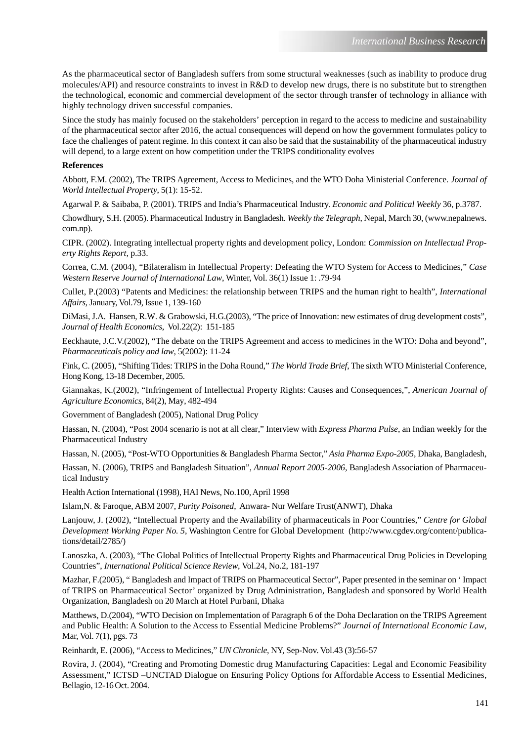As the pharmaceutical sector of Bangladesh suffers from some structural weaknesses (such as inability to produce drug molecules/API) and resource constraints to invest in R&D to develop new drugs, there is no substitute but to strengthen the technological, economic and commercial development of the sector through transfer of technology in alliance with highly technology driven successful companies.

Since the study has mainly focused on the stakeholders' perception in regard to the access to medicine and sustainability of the pharmaceutical sector after 2016, the actual consequences will depend on how the government formulates policy to face the challenges of patent regime. In this context it can also be said that the sustainability of the pharmaceutical industry will depend, to a large extent on how competition under the TRIPS conditionality evolves

**References**

Abbott, F.M. (2002), The TRIPS Agreement, Access to Medicines, and the WTO Doha Ministerial Conference. *Journal of World Intellectual Property*, 5(1): 15-52.

Agarwal P. & Saibaba, P. (2001). TRIPS and India's Pharmaceutical Industry. *Economic and Political Weekly* 36, p.3787.

Chowdhury, S.H. (2005). Pharmaceutical Industry in Bangladesh. *Weekly the Telegraph*, Nepal, March 30, (www.nepalnews.com.np).

CIPR. (2002). Integrating intellectual property rights and development policy, London: *Commission on Intellectual Property Rights Report*, p.33.

Correa, C.M. (2004), "Bilateralism in Intellectual Property: Defeating the WTO System for Access to Medicines," *Case Western Reserve Journal of International Law*, Winter, Vol. 36(1) Issue 1: .79-94

Cullet, P.(2003) "Patents and Medicines: the relationship between TRIPS and the human right to health", *International Affairs*, January, Vol.79, Issue 1, 139-160

DiMasi, J.A. Hansen, R.W. & Grabowski, H.G.(2003), "The price of Innovation: new estimates of drug development costs", *Journal of Health Economics*, Vol.22(2): 151-185

Eeckhaute, J.C.V.(2002), "The debate on the TRIPS Agreement and access to medicines in the WTO: Doha and beyond", *Pharmaceuticals policy and law*, 5(2002): 11-24

Fink, C. (2005), "Shifting Tides: TRIPS in the Doha Round," *The World Trade Brief*, The sixth WTO Ministerial Conference, Hong Kong, 13-18 December, 2005.

Giannakas, K.(2002), "Infringement of Intellectual Property Rights: Causes and Consequences,", *American Journal of Agriculture Economics*, 84(2), May, 482-494

Government of Bangladesh (2005), National Drug Policy

Hassan, N. (2004), "Post 2004 scenario is not at all clear," Interview with *Express Pharma Pulse*, an Indian weekly for the Pharmaceutical Industry

Hassan, N. (2005), "Post-WTO Opportunities & Bangladesh Pharma Sector," *Asia Pharma Expo-2005*, Dhaka, Bangladesh,

Hassan, N. (2006), TRIPS and Bangladesh Situation", *Annual Report 2005-2006*, Bangladesh Association of Pharmaceutical Industry

Health Action International (1998), HAI News, No.100, April 1998

Islam,N. & Faroque, ABM 2007, *Purity Poisoned*, Anwara- Nur Welfare Trust(ANWT), Dhaka

Lanjouw, J. (2002), "Intellectual Property and the Availability of pharmaceuticals in Poor Countries," *Centre for Global Development Working Paper No. 5*, Washington Centre for Global Development (http://www.cgdev.org/content/publications/detail/2785/)

Lanoszka, A. (2003), "The Global Politics of Intellectual Property Rights and Pharmaceutical Drug Policies in Developing Countries", *International Political Science Review*, Vol.24, No.2, 181-197

Mazhar, F.(2005), " Bangladesh and Impact of TRIPS on Pharmaceutical Sector", Paper presented in the seminar on ' Impact of TRIPS on Pharmaceutical Sector' organized by Drug Administration, Bangladesh and sponsored by World Health Organization, Bangladesh on 20 March at Hotel Purbani, Dhaka

Matthews, D.(2004), "WTO Decision on Implementation of Paragraph 6 of the Doha Declaration on the TRIPS Agreement and Public Health: A Solution to the Access to Essential Medicine Problems?" *Journal of International Economic Law*, Mar, Vol. 7(1), pgs. 73

Reinhardt, E. (2006), "Access to Medicines," *UN Chronicle*, NY, Sep-Nov. Vol.43 (3):56-57

Rovira, J. (2004), "Creating and Promoting Domestic drug Manufacturing Capacities: Legal and Economic Feasibility Assessment," ICTSD –UNCTAD Dialogue on Ensuring Policy Options for Affordable Access to Essential Medicines, Bellagio, 12-16 Oct. 2004.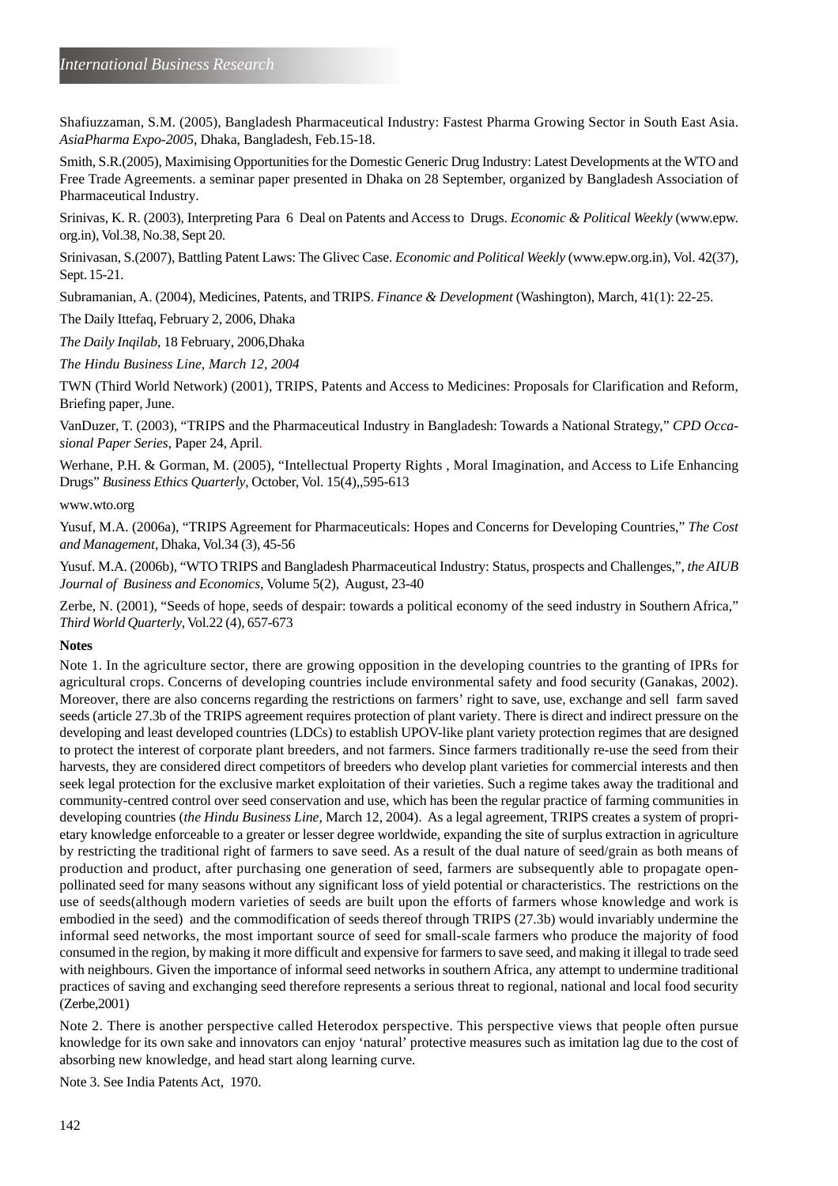Shafiuzzaman, S.M. (2005), Bangladesh Pharmaceutical Industry: Fastest Pharma Growing Sector in South East Asia. *AsiaPharma Expo-2005*, Dhaka, Bangladesh, Feb.15-18.

Smith, S.R.(2005), Maximising Opportunities for the Domestic Generic Drug Industry: Latest Developments at the WTO and Free Trade Agreements. a seminar paper presented in Dhaka on 28 September, organized by Bangladesh Association of Pharmaceutical Industry.

Srinivas, K. R. (2003), Interpreting Para 6 Deal on Patents and Access to Drugs. *Economic & Political Weekly* (www.epw.org.in), Vol.38, No.38, Sept 20.

Srinivasan, S.(2007), Battling Patent Laws: The Glivec Case. *Economic and Political Weekly* (www.epw.org.in), Vol. 42(37), Sept. 15-21.

Subramanian, A. (2004), Medicines, Patents, and TRIPS. *Finance & Development* (Washington), March, 41(1): 22-25.

The Daily Ittefaq, February 2, 2006, Dhaka

*The Daily Inqilab*, 18 February, 2006,Dhaka

*The Hindu Business Line, March 12, 2004*

TWN (Third World Network) (2001), TRIPS, Patents and Access to Medicines: Proposals for Clarification and Reform, Briefing paper, June.

VanDuzer, T. (2003), "TRIPS and the Pharmaceutical Industry in Bangladesh: Towards a National Strategy," *CPD Occasional Paper Series*, Paper 24, April.

Werhane, P.H. & Gorman, M. (2005), "Intellectual Property Rights , Moral Imagination, and Access to Life Enhancing Drugs" *Business Ethics Quarterly*, October, Vol. 15(4),,595-613

www.wto.org

Yusuf, M.A. (2006a), "TRIPS Agreement for Pharmaceuticals: Hopes and Concerns for Developing Countries," *The Cost and Management*, Dhaka, Vol.34 (3), 45-56

Yusuf. M.A. (2006b), "WTO TRIPS and Bangladesh Pharmaceutical Industry: Status, prospects and Challenges,", *the AIUB Journal of Business and Economics*, Volume 5(2), August, 23-40

Zerbe, N. (2001), "Seeds of hope, seeds of despair: towards a political economy of the seed industry in Southern Africa," *Third World Quarterly*, Vol.22 (4), 657-673

**Notes**

Note 1. In the agriculture sector, there are growing opposition in the developing countries to the granting of IPRs for agricultural crops. Concerns of developing countries include environmental safety and food security (Ganakas, 2002). Moreover, there are also concerns regarding the restrictions on farmers' right to save, use, exchange and sell farm saved seeds (article 27.3b of the TRIPS agreement requires protection of plant variety. There is direct and indirect pressure on the developing and least developed countries (LDCs) to establish UPOV-like plant variety protection regimes that are designed to protect the interest of corporate plant breeders, and not farmers. Since farmers traditionally re-use the seed from their harvests, they are considered direct competitors of breeders who develop plant varieties for commercial interests and then seek legal protection for the exclusive market exploitation of their varieties. Such a regime takes away the traditional and community-centred control over seed conservation and use, which has been the regular practice of farming communities in developing countries (*the Hindu Business Line*, March 12, 2004). As a legal agreement, TRIPS creates a system of proprietary knowledge enforceable to a greater or lesser degree worldwide, expanding the site of surplus extraction in agriculture by restricting the traditional right of farmers to save seed. As a result of the dual nature of seed/grain as both means of production and product, after purchasing one generation of seed, farmers are subsequently able to propagate open-pollinated seed for many seasons without any significant loss of yield potential or characteristics. The restrictions on the use of seeds(although modern varieties of seeds are built upon the efforts of farmers whose knowledge and work is embodied in the seed) and the commodification of seeds thereof through TRIPS (27.3b) would invariably undermine the informal seed networks, the most important source of seed for small-scale farmers who produce the majority of food consumed in the region, by making it more difficult and expensive for farmers to save seed, and making it illegal to trade seed with neighbours. Given the importance of informal seed networks in southern Africa, any attempt to undermine traditional practices of saving and exchanging seed therefore represents a serious threat to regional, national and local food security (Zerbe,2001)

Note 2. There is another perspective called Heterodox perspective. This perspective views that people often pursue knowledge for its own sake and innovators can enjoy 'natural' protective measures such as imitation lag due to the cost of absorbing new knowledge, and head start along learning curve.

Note 3. See India Patents Act, 1970.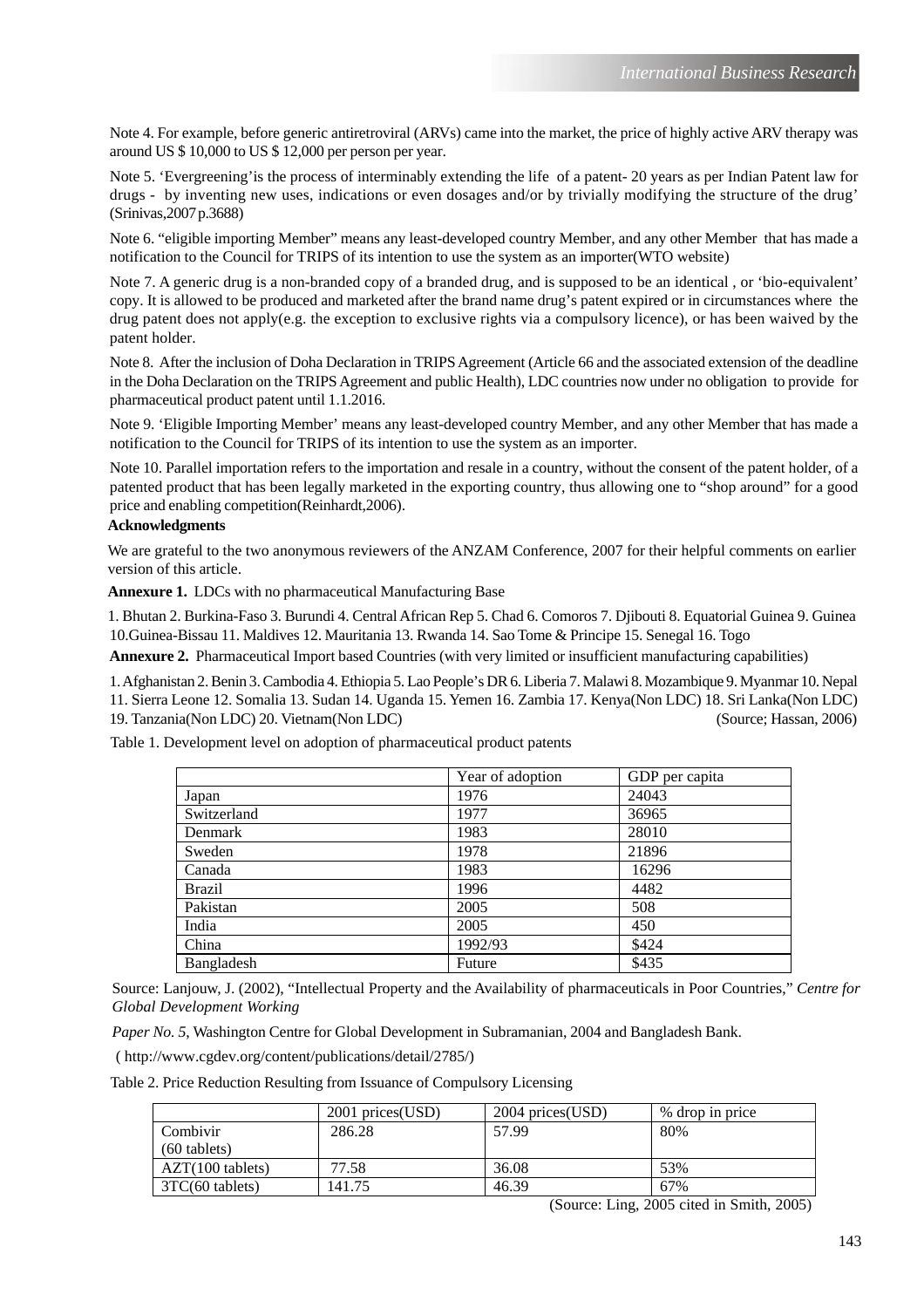Note 4. For example, before generic antiretroviral (ARVs) came into the market, the price of highly active ARV therapy was around US $ 10,000 to US $ 12,000 per person per year.

Note 5. 'Evergreening'is the process of interminably extending the life of a patent- 20 years as per Indian Patent law for drugs - by inventing new uses, indications or even dosages and/or by trivially modifying the structure of the drug' (Srinivas,2007 p.3688)

Note 6. "eligible importing Member" means any least-developed country Member, and any other Member that has made a notification to the Council for TRIPS of its intention to use the system as an importer(WTO website)

Note 7. A generic drug is a non-branded copy of a branded drug, and is supposed to be an identical , or 'bio-equivalent' copy. It is allowed to be produced and marketed after the brand name drug's patent expired or in circumstances where the drug patent does not apply(e.g. the exception to exclusive rights via a compulsory licence), or has been waived by the patent holder.

Note 8. After the inclusion of Doha Declaration in TRIPS Agreement (Article 66 and the associated extension of the deadline in the Doha Declaration on the TRIPS Agreement and public Health), LDC countries now under no obligation to provide for pharmaceutical product patent until 1.1.2016.

Note 9. 'Eligible Importing Member' means any least-developed country Member, and any other Member that has made a notification to the Council for TRIPS of its intention to use the system as an importer.

Note 10. Parallel importation refers to the importation and resale in a country, without the consent of the patent holder, of a patented product that has been legally marketed in the exporting country, thus allowing one to "shop around" for a good price and enabling competition(Reinhardt,2006).

**Acknowledgments**

We are grateful to the two anonymous reviewers of the ANZAM Conference, 2007 for their helpful comments on earlier version of this article.

**Annexure 1.** LDCs with no pharmaceutical Manufacturing Base

1. Bhutan 2. Burkina-Faso 3. Burundi 4. Central African Rep 5. Chad 6. Comoros 7. Djibouti 8. Equatorial Guinea 9. Guinea 10.Guinea-Bissau 11. Maldives 12. Mauritania 13. Rwanda 14. Sao Tome & Principe 15. Senegal 16. Togo

**Annexure 2.** Pharmaceutical Import based Countries (with very limited or insufficient manufacturing capabilities)

1. Afghanistan 2. Benin 3. Cambodia 4. Ethiopia 5. Lao People's DR 6. Liberia 7. Malawi 8. Mozambique 9. Myanmar 10. Nepal 11. Sierra Leone 12. Somalia 13. Sudan 14. Uganda 15. Yemen 16. Zambia 17. Kenya(Non LDC) 18. Sri Lanka(Non LDC) 19. Tanzania(Non LDC) 20. Vietnam(Non LDC) (Source; Hassan, 2006)

Table 1. Development level on adoption of pharmaceutical product patents

| | Year of adoption | GDP per capita |
|---|---|---|
| Japan | 1976 | 24043 |
| Switzerland | 1977 | 36965 |
| Denmark | 1983 | 28010 |
| Sweden | 1978 | 21896 |
| Canada | 1983 | 16296 |
| Brazil | 1996 | 4482 |
| Pakistan | 2005 | 508 |
| India | 2005 | 450 |
| China | 1992/93 | $424 |
| Bangladesh | Future | $435 |

Source: Lanjouw, J. (2002), "Intellectual Property and the Availability of pharmaceuticals in Poor Countries," *Centre for Global Development Working*

*Paper No. 5*, Washington Centre for Global Development in Subramanian, 2004 and Bangladesh Bank.

( http://www.cgdev.org/content/publications/detail/2785/)

Table 2. Price Reduction Resulting from Issuance of Compulsory Licensing

| | 2001 prices(USD) | 2004 prices(USD) | % drop in price |
|---|---|---|---|
| Combivir (60 tablets) | 286.28 | 57.99 | 80% |
| AZT(100 tablets) | 77.58 | 36.08 | 53% |
| 3TC(60 tablets) | 141.75 | 46.39 | 67% |

(Source: Ling, 2005 cited in Smith, 2005)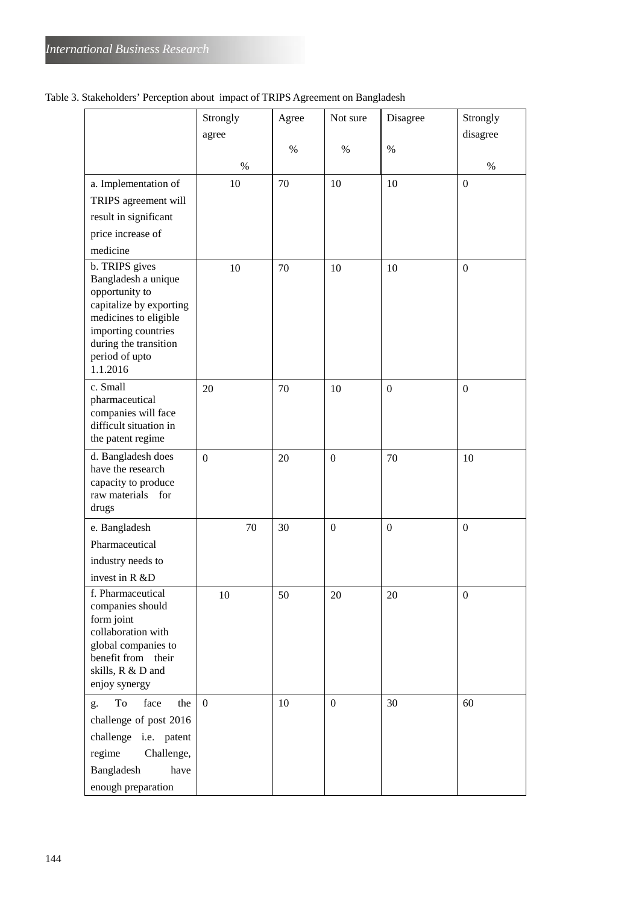Table 3. Stakeholders' Perception about impact of TRIPS Agreement on Bangladesh

| | Strongly agree % | Agree % | Not sure % | Disagree % | Strongly disagree % |
|---|---|---|---|---|---|
| a. Implementation of TRIPS agreement will result in significant price increase of medicine | 10 | 70 | 10 | 10 | 0 |
| b. TRIPS gives Bangladesh a unique opportunity to capitalize by exporting medicines to eligible importing countries during the transition period of upto 1.1.2016 | 10 | 70 | 10 | 10 | 0 |
| c. Small pharmaceutical companies will face difficult situation in the patent regime | 20 | 70 | 10 | 0 | 0 |
| d. Bangladesh does have the research capacity to produce raw materials for drugs | 0 | 20 | 0 | 70 | 10 |
| e. Bangladesh Pharmaceutical industry needs to invest in R &D | 70 | 30 | 0 | 0 | 0 |
| f. Pharmaceutical companies should form joint collaboration with global companies to benefit from their skills, R & D and enjoy synergy | 10 | 50 | 20 | 20 | 0 |
| g. To face the challenge of post 2016 challenge i.e. patent regime Challenge, Bangladesh have enough preparation | 0 | 10 | 0 | 30 | 60 |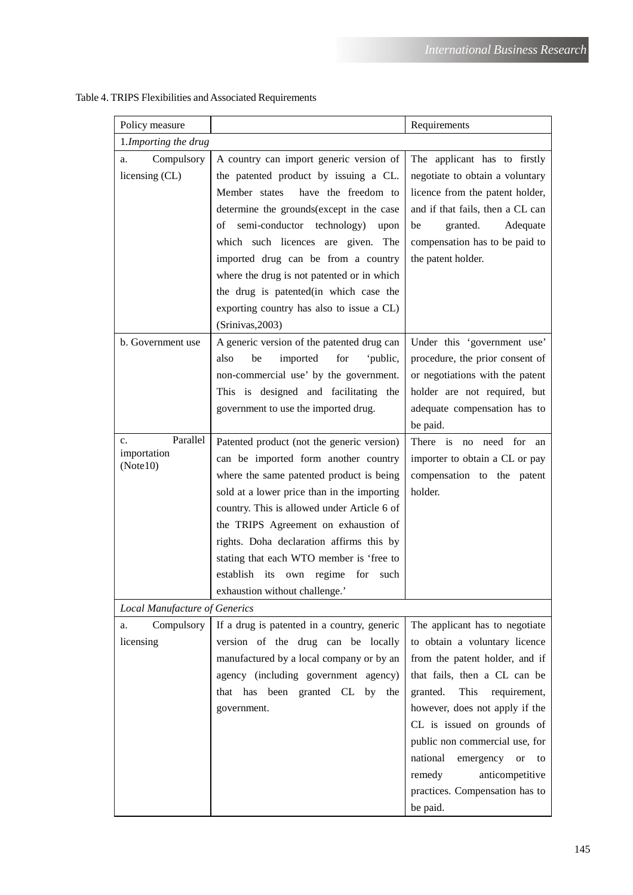Table 4. TRIPS Flexibilities and Associated Requirements

| Policy measure | | Requirements |
|---|---|---|
| 1.*Importing the drug* | | |
| a. Compulsory licensing (CL) | A country can import generic version of the patented product by issuing a CL. Member states have the freedom to determine the grounds(except in the case of semi-conductor technology) upon which such licences are given. The imported drug can be from a country where the drug is not patented or in which the drug is patented(in which case the exporting country has also to issue a CL) (Srinivas,2003) | The applicant has to firstly negotiate to obtain a voluntary licence from the patent holder, and if that fails, then a CL can be granted. Adequate compensation has to be paid to the patent holder. |
| b. Government use | A generic version of the patented drug can also be imported for 'public, non-commercial use' by the government. This is designed and facilitating the government to use the imported drug. | Under this 'government use' procedure, the prior consent of or negotiations with the patent holder are not required, but adequate compensation has to be paid. |
| c. Parallel importation (Note10) | Patented product (not the generic version) can be imported form another country where the same patented product is being sold at a lower price than in the importing country. This is allowed under Article 6 of the TRIPS Agreement on exhaustion of rights. Doha declaration affirms this by stating that each WTO member is 'free to establish its own regime for such exhaustion without challenge.' | There is no need for an importer to obtain a CL or pay compensation to the patent holder. |
| *Local Manufacture of Generics* | | |
| a. Compulsory licensing | If a drug is patented in a country, generic version of the drug can be locally manufactured by a local company or by an agency (including government agency) that has been granted CL by the government. | The applicant has to negotiate to obtain a voluntary licence from the patent holder, and if that fails, then a CL can be granted. This requirement, however, does not apply if the CL is issued on grounds of public non commercial use, for national emergency or to remedy anticompetitive practices. Compensation has to be paid. |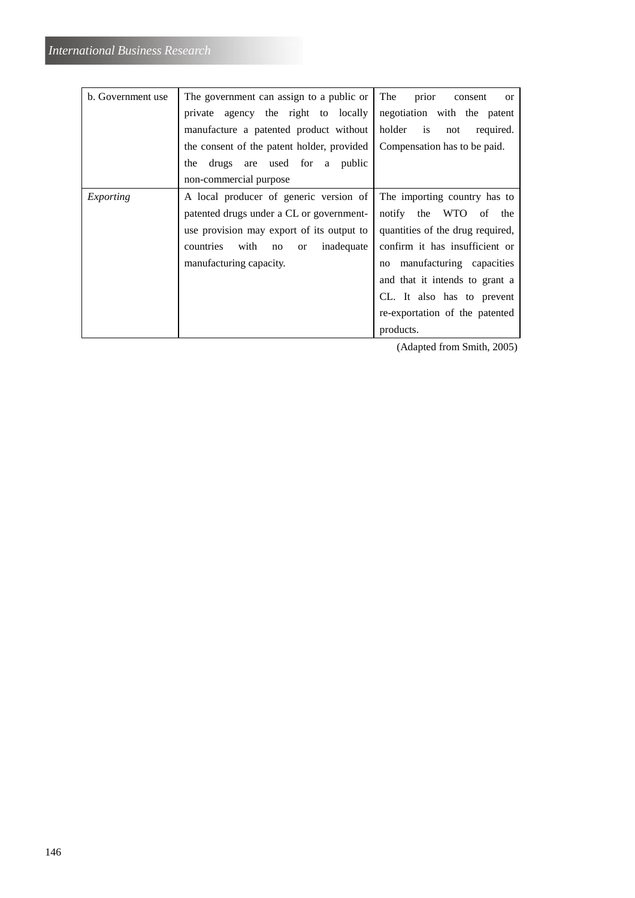| | | |
|---|---|---|
| b. Government use | The government can assign to a public or private agency the right to locally manufacture a patented product without the consent of the patent holder, provided the drugs are used for a public non-commercial purpose | The prior consent or negotiation with the patent holder is not required. Compensation has to be paid. |
| *Exporting* | A local producer of generic version of patented drugs under a CL or government-use provision may export of its output to countries with no or inadequate manufacturing capacity. | The importing country has to notify the WTO of the quantities of the drug required, confirm it has insufficient or no manufacturing capacities and that it intends to grant a CL. It also has to prevent re-exportation of the patented products. |

(Adapted from Smith, 2005)